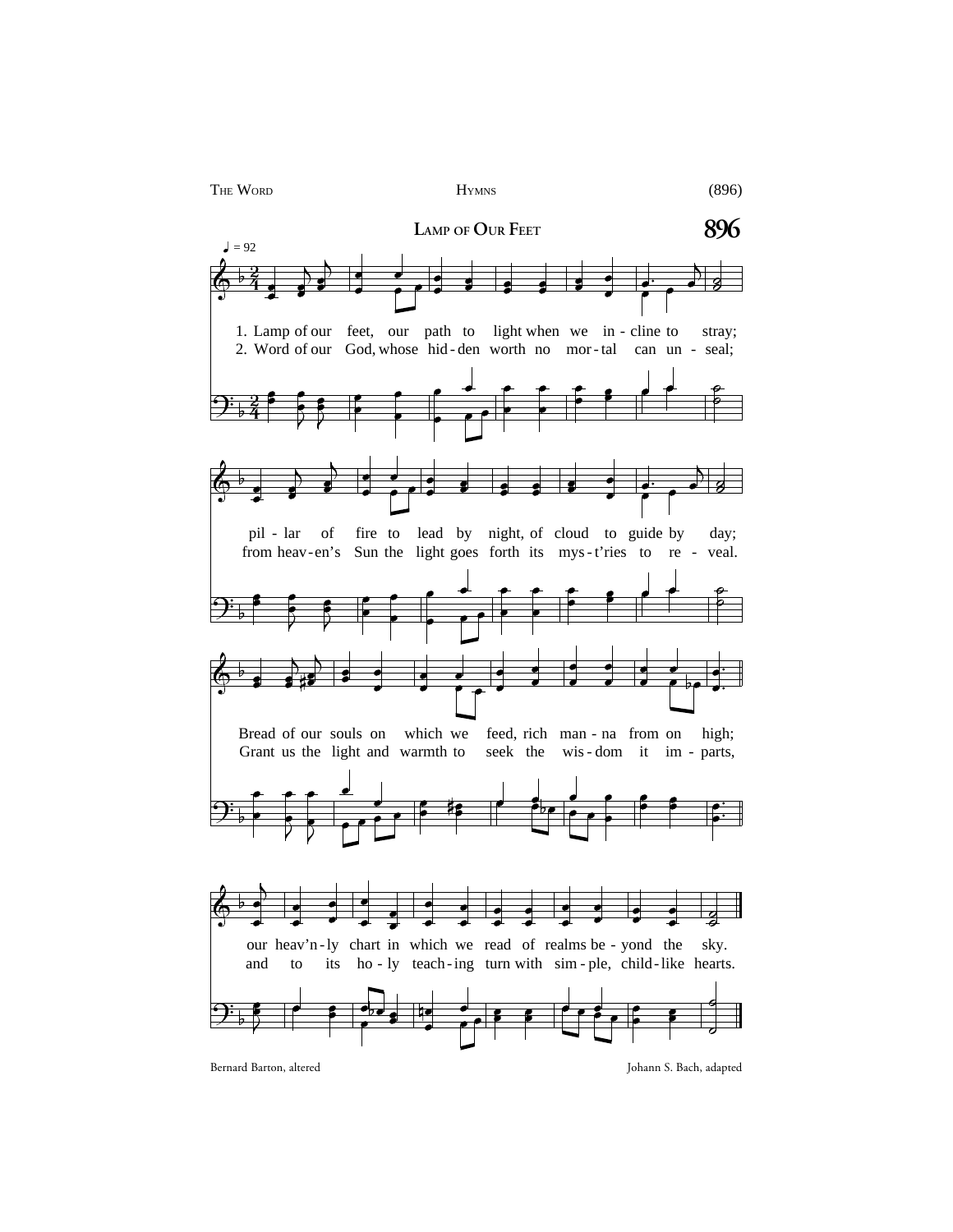# 896

## Lamp of Our Feet

♩ = 92

1. Lamp of our feet, our path to light when we in-cline to stray;
pil-lar of fire to lead by night, of cloud to guide by day;
Bread of our souls on which we feed, rich man-na from on high;
our heav'n-ly chart in which we read of realms be-yond the sky.

2. Word of our God, whose hid-den worth no mor-tal can un-seal;
from heav-en's Sun the light goes forth its mys-t'ries to re-veal.
Grant us the light and warmth to seek the wis-dom it im-parts,
and to its ho-ly teach-ing turn with sim-ple, child-like hearts.

Bernard Barton, altered

Johann S. Bach, adapted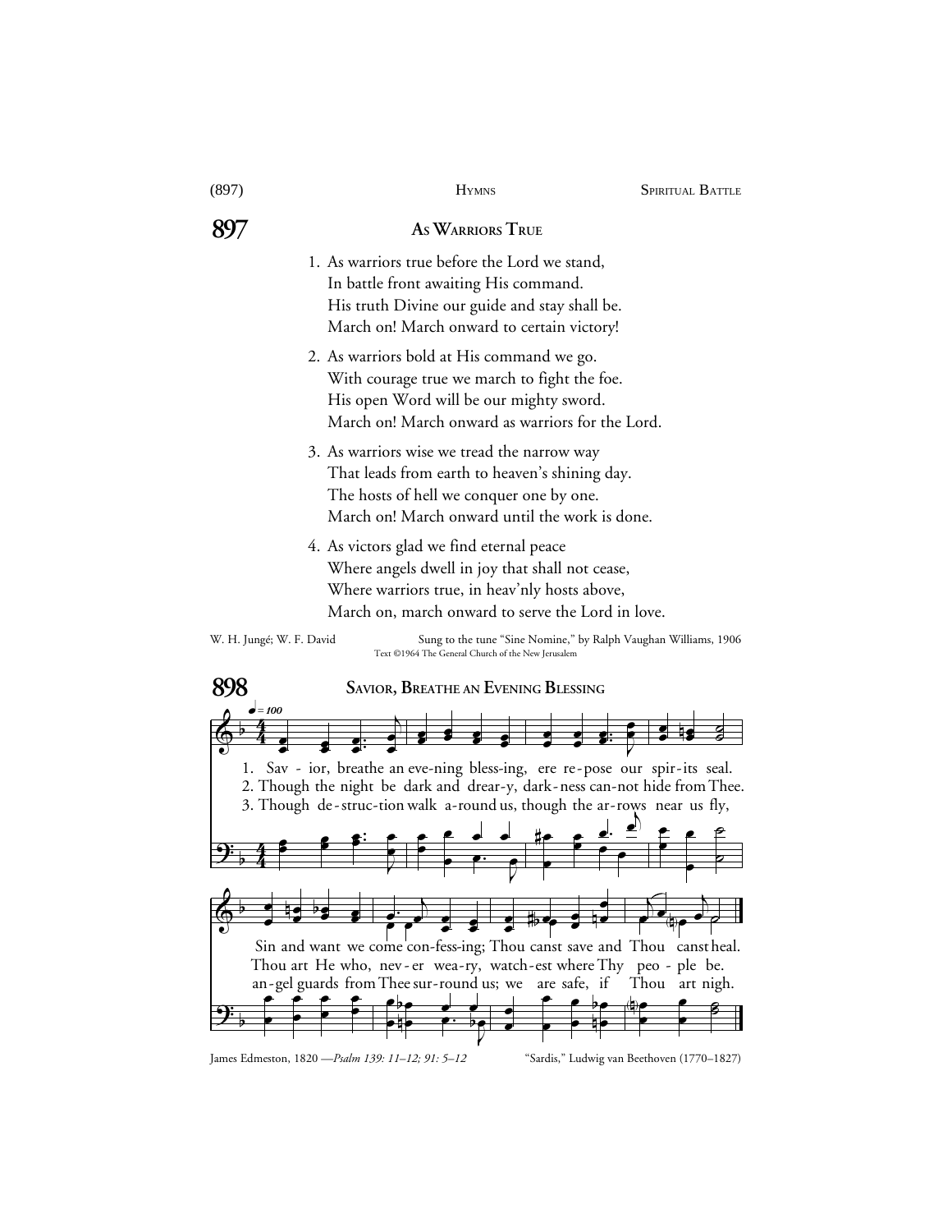## 897

### As Warriors True

1. As warriors true before the Lord we stand,
   In battle front awaiting His command.
   His truth Divine our guide and stay shall be.
   March on! March onward to certain victory!

2. As warriors bold at His command we go.
   With courage true we march to fight the foe.
   His open Word will be our mighty sword.
   March on! March onward as warriors for the Lord.

3. As warriors wise we tread the narrow way
   That leads from earth to heaven's shining day.
   The hosts of hell we conquer one by one.
   March on! March onward until the work is done.

4. As victors glad we find eternal peace
   Where angels dwell in joy that shall not cease,
   Where warriors true, in heav'nly hosts above,
   March on, march onward to serve the Lord in love.

W. H. Jungé; W. F. David — Sung to the tune "Sine Nomine," by Ralph Vaughan Williams, 1906

Text ©1964 The General Church of the New Jerusalem

## 898

### Savior, Breathe an Evening Blessing

♩ = 100

1. Sav - ior, breathe an eve-ning bless-ing, ere re - pose our spir - its seal. Sin and want we come con-fess-ing; Thou canst save and Thou canst heal.
2. Though the night be dark and drear-y, dark - ness can - not hide from Thee. Thou art He who, nev - er wea - ry, watch - est where Thy peo - ple be.
3. Though de - struc - tion walk a - round us, though the ar - rows near us fly, an - gel guards from Thee sur - round us; we are safe, if Thou art nigh.

James Edmeston, 1820 —*Psalm 139: 11–12; 91: 5–12* — "Sardis," Ludwig van Beethoven (1770–1827)